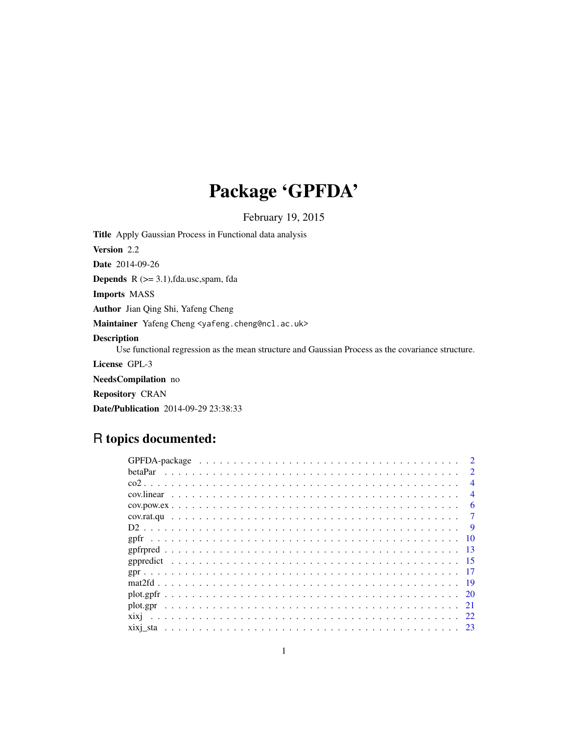# Package 'GPFDA'

February 19, 2015

**Title** Apply Gaussian Process in Functional data analysis

**Version** 2.2

**Date** 2014-09-26

**Depends** R (>= 3.1),fda.usc,spam, fda

**Imports** MASS

**Author** Jian Qing Shi, Yafeng Cheng

**Maintainer** Yafeng Cheng <yafeng.cheng@ncl.ac.uk>

**Description**
Use functional regression as the mean structure and Gaussian Process as the covariance structure.

**License** GPL-3

**NeedsCompilation** no

**Repository** CRAN

**Date/Publication** 2014-09-29 23:38:33

## R topics documented:

| | |
|---|---|
| GPFDA-package | 2 |
| betaPar | 2 |
| co2 | 4 |
| cov.linear | 4 |
| cov.pow.ex | 6 |
| cov.rat.qu | 7 |
| D2 | 9 |
| gpfr | 10 |
| gpfrpred | 13 |
| gppredict | 15 |
| gpr | 17 |
| mat2fd | 19 |
| plot.gpfr | 20 |
| plot.gpr | 21 |
| xixj | 22 |
| xixj_sta | 23 |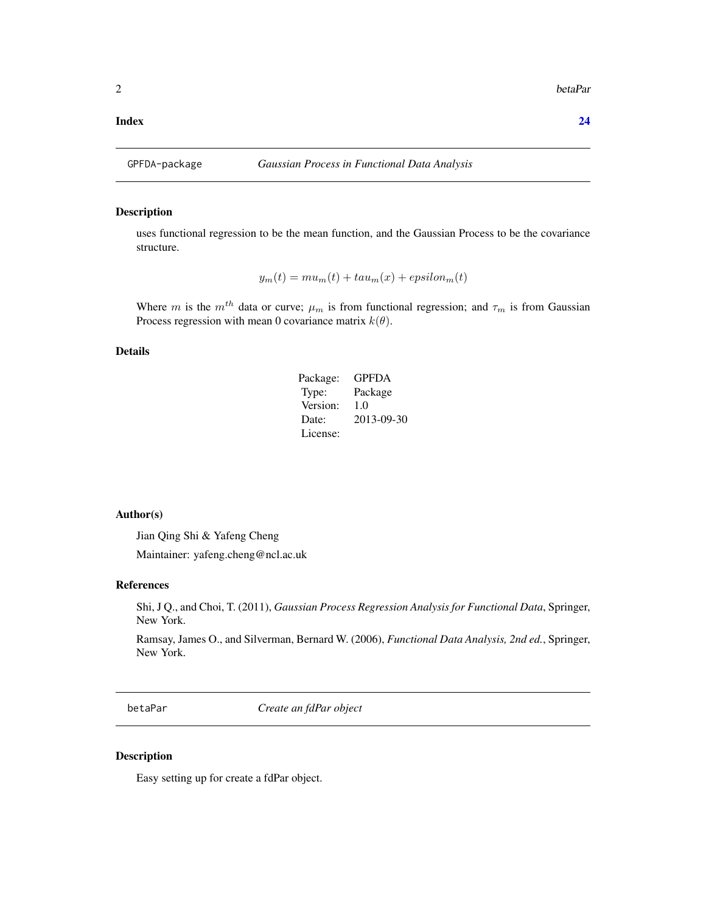**Index** **24**

---

`GPFDA-package` *Gaussian Process in Functional Data Analysis*

---

### Description

uses functional regression to be the mean function, and the Gaussian Process to be the covariance structure.

$$y_m(t) = mu_m(t) + tau_m(x) + epsilon_m(t)$$

Where $m$ is the $m^{th}$ data or curve; $\mu_m$ is from functional regression; and $\tau_m$ is from Gaussian Process regression with mean 0 covariance matrix $k(\theta)$.

### Details

| | |
|---|---|
| Package: | GPFDA |
| Type: | Package |
| Version: | 1.0 |
| Date: | 2013-09-30 |
| License: | |

### Author(s)

Jian Qing Shi & Yafeng Cheng

Maintainer: yafeng.cheng@ncl.ac.uk

### References

Shi, J Q., and Choi, T. (2011), *Gaussian Process Regression Analysis for Functional Data*, Springer, New York.

Ramsay, James O., and Silverman, Bernard W. (2006), *Functional Data Analysis, 2nd ed.*, Springer, New York.

---

`betaPar` *Create an fdPar object*

---

### Description

Easy setting up for create a fdPar object.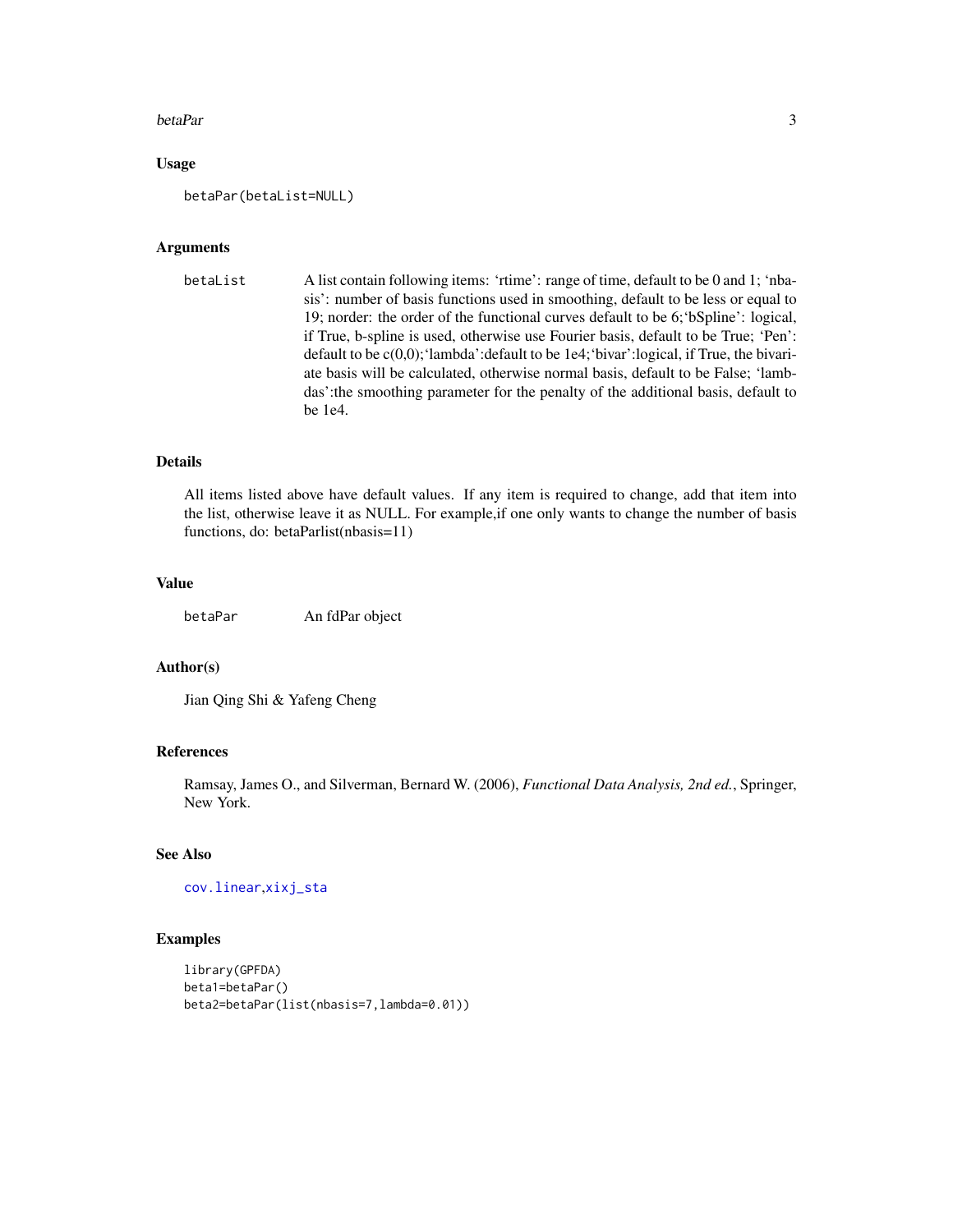## Usage

```
betaPar(betaList=NULL)
```

## Arguments

| | |
|---|---|
| betaList | A list contain following items: 'rtime': range of time, default to be 0 and 1; 'nbasis': number of basis functions used in smoothing, default to be less or equal to 19; norder: the order of the functional curves default to be 6;'bSpline': logical, if True, b-spline is used, otherwise use Fourier basis, default to be True; 'Pen': default to be c(0,0);'lambda':default to be 1e4;'bivar':logical, if True, the bivariate basis will be calculated, otherwise normal basis, default to be False; 'lambdas':the smoothing parameter for the penalty of the additional basis, default to be 1e4. |

## Details

All items listed above have default values. If any item is required to change, add that item into the list, otherwise leave it as NULL. For example,if one only wants to change the number of basis functions, do: betaParlist(nbasis=11)

## Value

| | |
|---|---|
| betaPar | An fdPar object |

## Author(s)

Jian Qing Shi & Yafeng Cheng

## References

Ramsay, James O., and Silverman, Bernard W. (2006), *Functional Data Analysis, 2nd ed.*, Springer, New York.

## See Also

cov.linear,xixj_sta

## Examples

```
library(GPFDA)
beta1=betaPar()
beta2=betaPar(list(nbasis=7,lambda=0.01))
```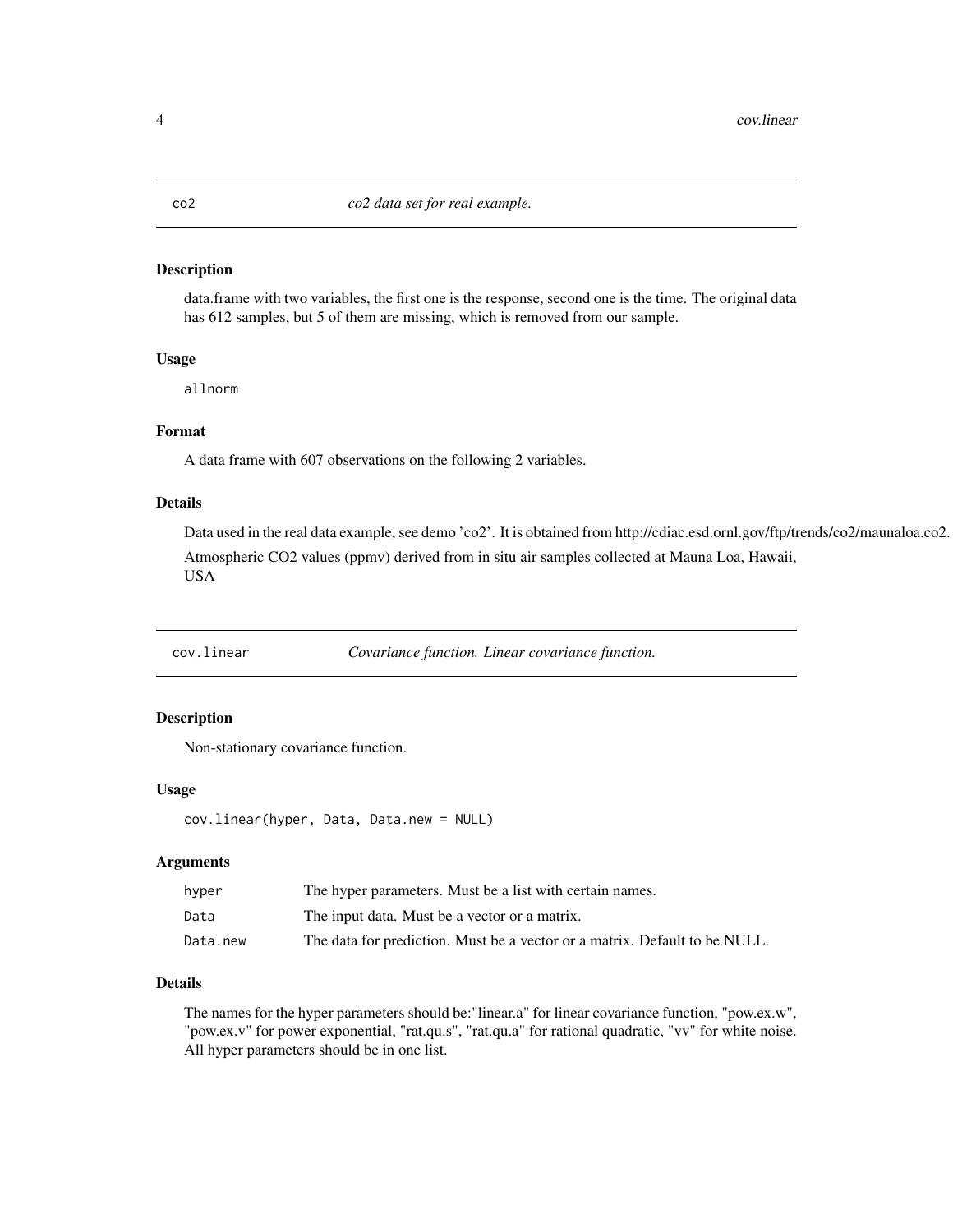## co2 — *co2 data set for real example.*

### Description

data.frame with two variables, the first one is the response, second one is the time. The original data has 612 samples, but 5 of them are missing, which is removed from our sample.

### Usage

```
allnorm
```

### Format

A data frame with 607 observations on the following 2 variables.

### Details

Data used in the real data example, see demo 'co2'. It is obtained from http://cdiac.esd.ornl.gov/ftp/trends/co2/maunaloa.co2. Atmospheric CO2 values (ppmv) derived from in situ air samples collected at Mauna Loa, Hawaii, USA

## cov.linear — *Covariance function. Linear covariance function.*

### Description

Non-stationary covariance function.

### Usage

```
cov.linear(hyper, Data, Data.new = NULL)
```

### Arguments

| | |
|---|---|
| hyper | The hyper parameters. Must be a list with certain names. |
| Data | The input data. Must be a vector or a matrix. |
| Data.new | The data for prediction. Must be a vector or a matrix. Default to be NULL. |

### Details

The names for the hyper parameters should be:"linear.a" for linear covariance function, "pow.ex.w", "pow.ex.v" for power exponential, "rat.qu.s", "rat.qu.a" for rational quadratic, "vv" for white noise. All hyper parameters should be in one list.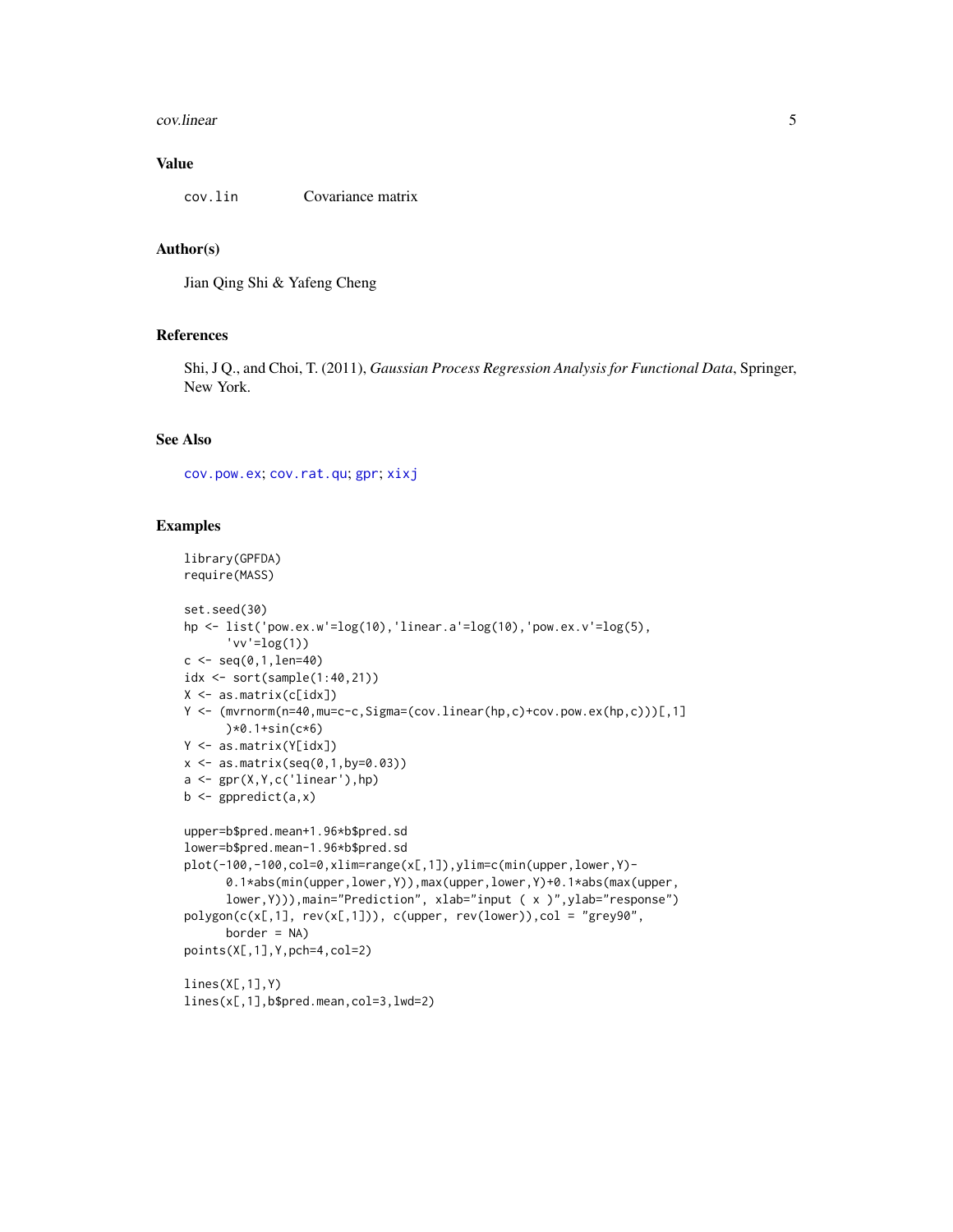## Value

cov.lin	Covariance matrix

## Author(s)

Jian Qing Shi & Yafeng Cheng

## References

Shi, J Q., and Choi, T. (2011), *Gaussian Process Regression Analysis for Functional Data*, Springer, New York.

## See Also

cov.pow.ex; cov.rat.qu; gpr; xixj

## Examples

```
library(GPFDA)
require(MASS)

set.seed(30)
hp <- list('pow.ex.w'=log(10),'linear.a'=log(10),'pow.ex.v'=log(5),
      'vv'=log(1))
c <- seq(0,1,len=40)
idx <- sort(sample(1:40,21))
X <- as.matrix(c[idx])
Y <- (mvrnorm(n=40,mu=c-c,Sigma=(cov.linear(hp,c)+cov.pow.ex(hp,c)))[,1]
      )*0.1+sin(c*6)
Y <- as.matrix(Y[idx])
x <- as.matrix(seq(0,1,by=0.03))
a <- gpr(X,Y,c('linear'),hp)
b <- gppredict(a,x)

upper=b$pred.mean+1.96*b$pred.sd
lower=b$pred.mean-1.96*b$pred.sd
plot(-100,-100,col=0,xlim=range(x[,1]),ylim=c(min(upper,lower,Y)-
      0.1*abs(min(upper,lower,Y)),max(upper,lower,Y)+0.1*abs(max(upper,
      lower,Y))),main="Prediction", xlab="input ( x )",ylab="response")
polygon(c(x[,1], rev(x[,1])), c(upper, rev(lower)),col = "grey90",
      border = NA)
points(X[,1],Y,pch=4,col=2)

lines(X[,1],Y)
lines(x[,1],b$pred.mean,col=3,lwd=2)
```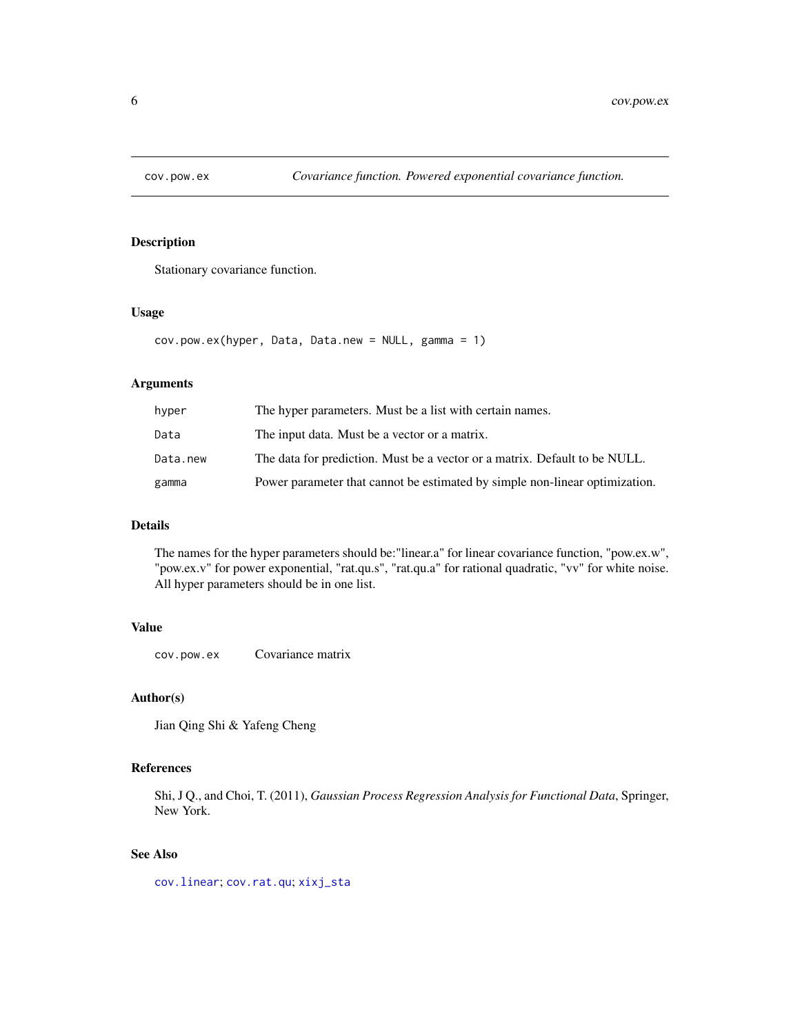# cov.pow.ex — *Covariance function. Powered exponential covariance function.*

## Description

Stationary covariance function.

## Usage

```
cov.pow.ex(hyper, Data, Data.new = NULL, gamma = 1)
```

## Arguments

| | |
|---|---|
| `hyper` | The hyper parameters. Must be a list with certain names. |
| `Data` | The input data. Must be a vector or a matrix. |
| `Data.new` | The data for prediction. Must be a vector or a matrix. Default to be NULL. |
| `gamma` | Power parameter that cannot be estimated by simple non-linear optimization. |

## Details

The names for the hyper parameters should be:"linear.a" for linear covariance function, "pow.ex.w", "pow.ex.v" for power exponential, "rat.qu.s", "rat.qu.a" for rational quadratic, "vv" for white noise. All hyper parameters should be in one list.

## Value

| | |
|---|---|
| `cov.pow.ex` | Covariance matrix |

## Author(s)

Jian Qing Shi & Yafeng Cheng

## References

Shi, J Q., and Choi, T. (2011), *Gaussian Process Regression Analysis for Functional Data*, Springer, New York.

## See Also

`cov.linear`; `cov.rat.qu`; `xixj_sta`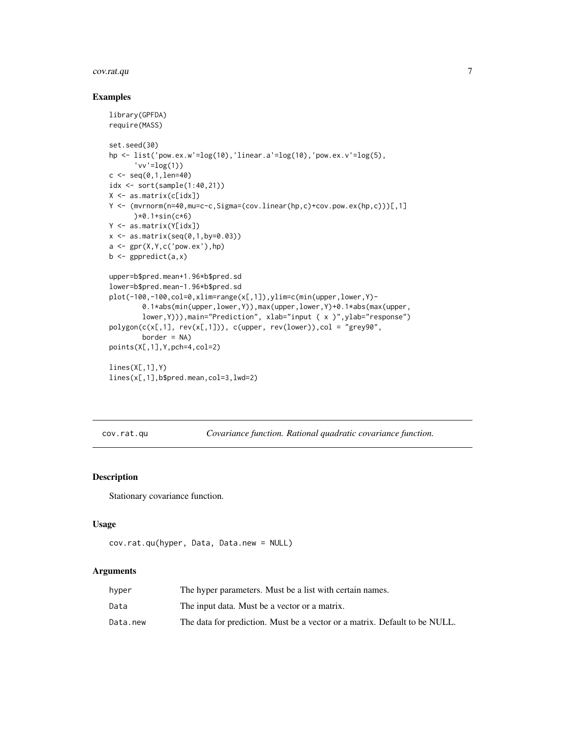### Examples

```
library(GPFDA)
require(MASS)

set.seed(30)
hp <- list('pow.ex.w'=log(10),'linear.a'=log(10),'pow.ex.v'=log(5),
      'vv'=log(1))
c <- seq(0,1,len=40)
idx <- sort(sample(1:40,21))
X <- as.matrix(c[idx])
Y <- (mvrnorm(n=40,mu=c-c,Sigma=(cov.linear(hp,c)+cov.pow.ex(hp,c)))[,1]
      )*0.1+sin(c*6)
Y <- as.matrix(Y[idx])
x <- as.matrix(seq(0,1,by=0.03))
a <- gpr(X,Y,c('pow.ex'),hp)
b <- gppredict(a,x)

upper=b$pred.mean+1.96*b$pred.sd
lower=b$pred.mean-1.96*b$pred.sd
plot(-100,-100,col=0,xlim=range(x[,1]),ylim=c(min(upper,lower,Y)-
        0.1*abs(min(upper,lower,Y)),max(upper,lower,Y)+0.1*abs(max(upper,
        lower,Y))),main="Prediction", xlab="input ( x )",ylab="response")
polygon(c(x[,1], rev(x[,1])), c(upper, rev(lower)),col = "grey90",
        border = NA)
points(X[,1],Y,pch=4,col=2)

lines(X[,1],Y)
lines(x[,1],b$pred.mean,col=3,lwd=2)
```

---

## cov.rat.qu — *Covariance function. Rational quadratic covariance function.*

---

### Description

Stationary covariance function.

### Usage

```
cov.rat.qu(hyper, Data, Data.new = NULL)
```

### Arguments

| | |
|---|---|
| hyper | The hyper parameters. Must be a list with certain names. |
| Data | The input data. Must be a vector or a matrix. |
| Data.new | The data for prediction. Must be a vector or a matrix. Default to be NULL. |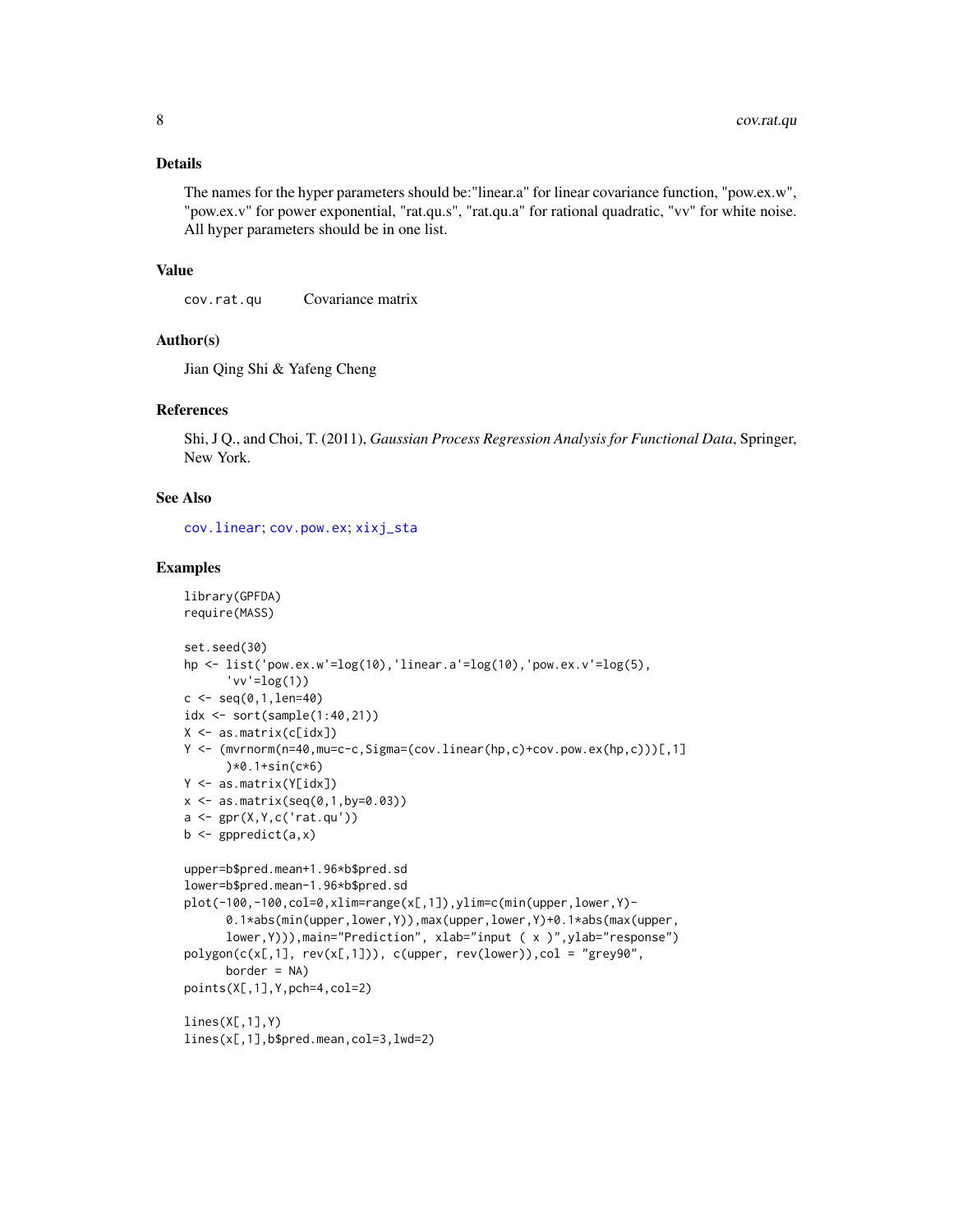## Details

The names for the hyper parameters should be:"linear.a" for linear covariance function, "pow.ex.w", "pow.ex.v" for power exponential, "rat.qu.s", "rat.qu.a" for rational quadratic, "vv" for white noise. All hyper parameters should be in one list.

## Value

`cov.rat.qu` Covariance matrix

## Author(s)

Jian Qing Shi & Yafeng Cheng

## References

Shi, J Q., and Choi, T. (2011), *Gaussian Process Regression Analysis for Functional Data*, Springer, New York.

## See Also

cov.linear; cov.pow.ex; xixj_sta

## Examples

```
library(GPFDA)
require(MASS)

set.seed(30)
hp <- list('pow.ex.w'=log(10),'linear.a'=log(10),'pow.ex.v'=log(5),
      'vv'=log(1))
c <- seq(0,1,len=40)
idx <- sort(sample(1:40,21))
X <- as.matrix(c[idx])
Y <- (mvrnorm(n=40,mu=c-c,Sigma=(cov.linear(hp,c)+cov.pow.ex(hp,c)))[,1]
      )*0.1+sin(c*6)
Y <- as.matrix(Y[idx])
x <- as.matrix(seq(0,1,by=0.03))
a <- gpr(X,Y,c('rat.qu'))
b <- gppredict(a,x)

upper=b$pred.mean+1.96*b$pred.sd
lower=b$pred.mean-1.96*b$pred.sd
plot(-100,-100,col=0,xlim=range(x[,1]),ylim=c(min(upper,lower,Y)-
      0.1*abs(min(upper,lower,Y)),max(upper,lower,Y)+0.1*abs(max(upper,
      lower,Y))),main="Prediction", xlab="input ( x )",ylab="response")
polygon(c(x[,1], rev(x[,1])), c(upper, rev(lower)),col = "grey90",
      border = NA)
points(X[,1],Y,pch=4,col=2)

lines(X[,1],Y)
lines(x[,1],b$pred.mean,col=3,lwd=2)
```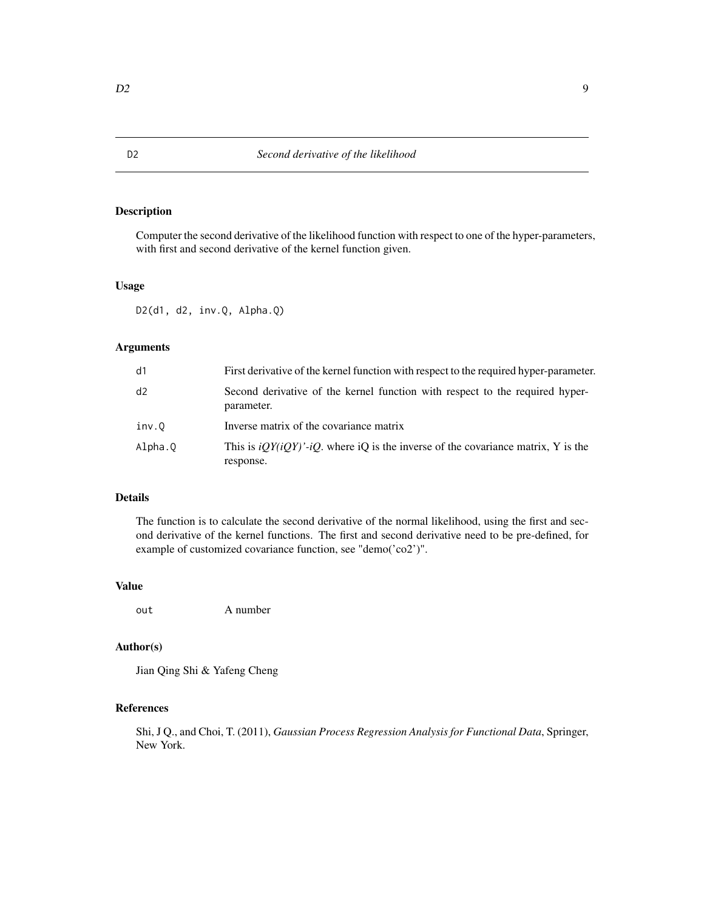# D2 — *Second derivative of the likelihood*

## Description

Computer the second derivative of the likelihood function with respect to one of the hyper-parameters, with first and second derivative of the kernel function given.

## Usage

```
D2(d1, d2, inv.Q, Alpha.Q)
```

## Arguments

| | |
|---|---|
| `d1` | First derivative of the kernel function with respect to the required hyper-parameter. |
| `d2` | Second derivative of the kernel function with respect to the required hyper-parameter. |
| `inv.Q` | Inverse matrix of the covariance matrix |
| `Alpha.Q` | This is *iQY(iQY)'-iQ*. where iQ is the inverse of the covariance matrix, Y is the response. |

## Details

The function is to calculate the second derivative of the normal likelihood, using the first and second derivative of the kernel functions. The first and second derivative need to be pre-defined, for example of customized covariance function, see "demo('co2')".

## Value

| | |
|---|---|
| `out` | A number |

## Author(s)

Jian Qing Shi & Yafeng Cheng

## References

Shi, J Q., and Choi, T. (2011), *Gaussian Process Regression Analysis for Functional Data*, Springer, New York.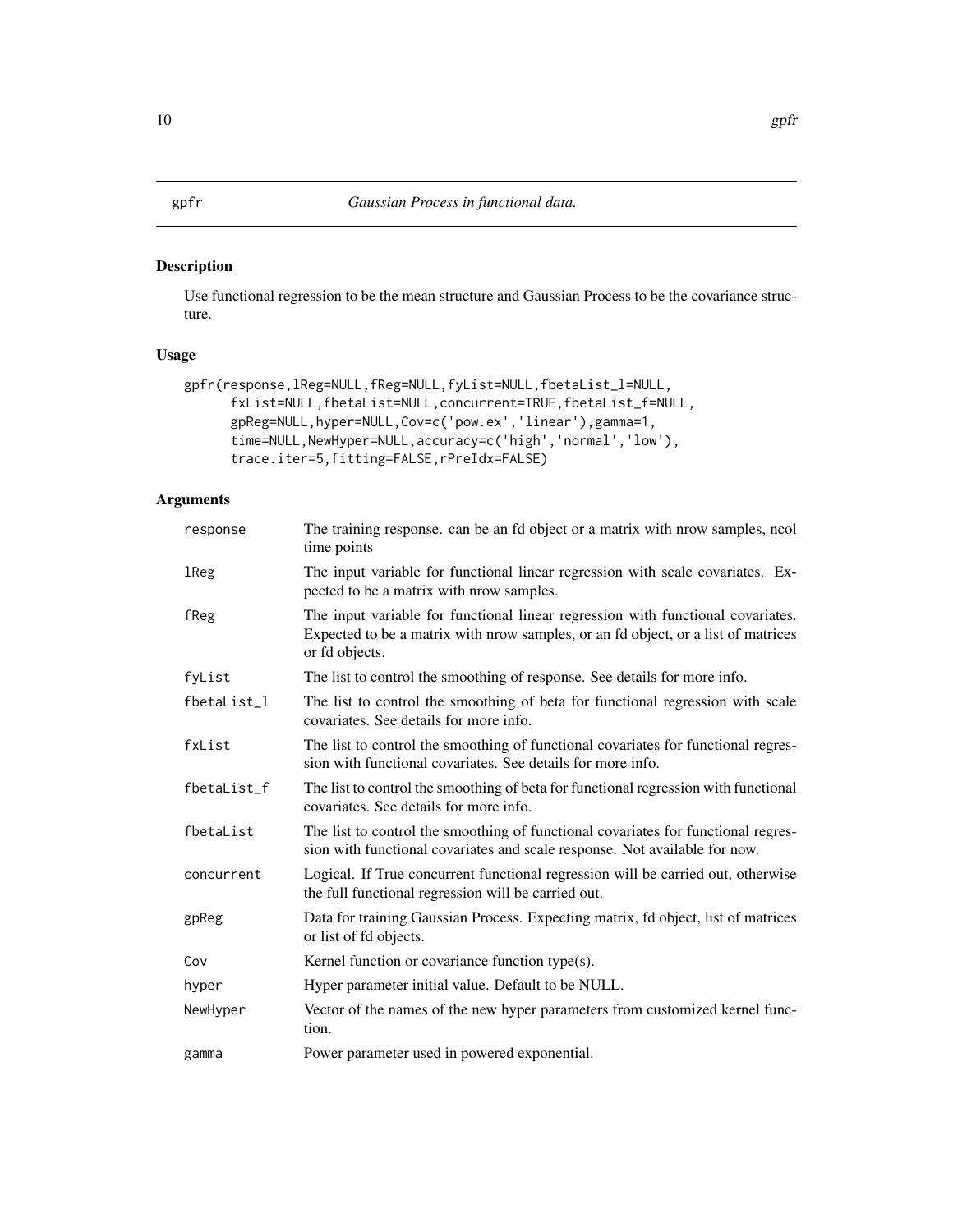gpfr *Gaussian Process in functional data.*

## Description

Use functional regression to be the mean structure and Gaussian Process to be the covariance structure.

## Usage

```
gpfr(response,lReg=NULL,fReg=NULL,fyList=NULL,fbetaList_l=NULL,
      fxList=NULL,fbetaList=NULL,concurrent=TRUE,fbetaList_f=NULL,
      gpReg=NULL,hyper=NULL,Cov=c('pow.ex','linear'),gamma=1,
      time=NULL,NewHyper=NULL,accuracy=c('high','normal','low'),
      trace.iter=5,fitting=FALSE,rPreIdx=FALSE)
```

## Arguments

| | |
|---|---|
| response | The training response. can be an fd object or a matrix with nrow samples, ncol time points |
| lReg | The input variable for functional linear regression with scale covariates. Expected to be a matrix with nrow samples. |
| fReg | The input variable for functional linear regression with functional covariates. Expected to be a matrix with nrow samples, or an fd object, or a list of matrices or fd objects. |
| fyList | The list to control the smoothing of response. See details for more info. |
| fbetaList_l | The list to control the smoothing of beta for functional regression with scale covariates. See details for more info. |
| fxList | The list to control the smoothing of functional covariates for functional regression with functional covariates. See details for more info. |
| fbetaList_f | The list to control the smoothing of beta for functional regression with functional covariates. See details for more info. |
| fbetaList | The list to control the smoothing of functional covariates for functional regression with functional covariates and scale response. Not available for now. |
| concurrent | Logical. If True concurrent functional regression will be carried out, otherwise the full functional regression will be carried out. |
| gpReg | Data for training Gaussian Process. Expecting matrix, fd object, list of matrices or list of fd objects. |
| Cov | Kernel function or covariance function type(s). |
| hyper | Hyper parameter initial value. Default to be NULL. |
| NewHyper | Vector of the names of the new hyper parameters from customized kernel function. |
| gamma | Power parameter used in powered exponential. |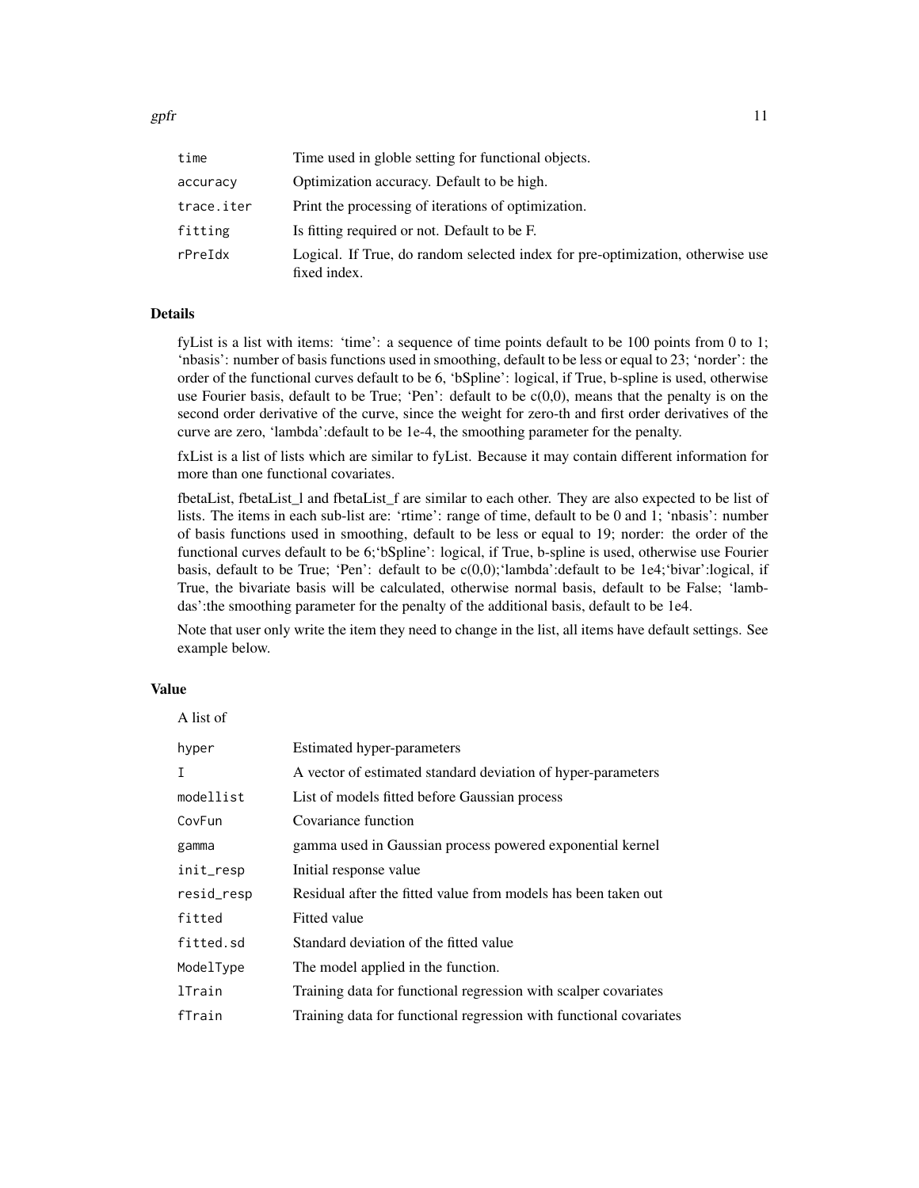| | |
|---|---|
| `time` | Time used in globle setting for functional objects. |
| `accuracy` | Optimization accuracy. Default to be high. |
| `trace.iter` | Print the processing of iterations of optimization. |
| `fitting` | Is fitting required or not. Default to be F. |
| `rPreIdx` | Logical. If True, do random selected index for pre-optimization, otherwise use fixed index. |

### Details

fyList is a list with items: 'time': a sequence of time points default to be 100 points from 0 to 1; 'nbasis': number of basis functions used in smoothing, default to be less or equal to 23; 'norder': the order of the functional curves default to be 6, 'bSpline': logical, if True, b-spline is used, otherwise use Fourier basis, default to be True; 'Pen': default to be c(0,0), means that the penalty is on the second order derivative of the curve, since the weight for zero-th and first order derivatives of the curve are zero, 'lambda':default to be 1e-4, the smoothing parameter for the penalty.

fxList is a list of lists which are similar to fyList. Because it may contain different information for more than one functional covariates.

fbetaList, fbetaList_l and fbetaList_f are similar to each other. They are also expected to be list of lists. The items in each sub-list are: 'rtime': range of time, default to be 0 and 1; 'nbasis': number of basis functions used in smoothing, default to be less or equal to 19; norder: the order of the functional curves default to be 6;'bSpline': logical, if True, b-spline is used, otherwise use Fourier basis, default to be True; 'Pen': default to be c(0,0);'lambda':default to be 1e4;'bivar':logical, if True, the bivariate basis will be calculated, otherwise normal basis, default to be False; 'lambdas':the smoothing parameter for the penalty of the additional basis, default to be 1e4.

Note that user only write the item they need to change in the list, all items have default settings. See example below.

### Value

A list of

| | |
|---|---|
| `hyper` | Estimated hyper-parameters |
| `I` | A vector of estimated standard deviation of hyper-parameters |
| `modellist` | List of models fitted before Gaussian process |
| `CovFun` | Covariance function |
| `gamma` | gamma used in Gaussian process powered exponential kernel |
| `init_resp` | Initial response value |
| `resid_resp` | Residual after the fitted value from models has been taken out |
| `fitted` | Fitted value |
| `fitted.sd` | Standard deviation of the fitted value |
| `ModelType` | The model applied in the function. |
| `lTrain` | Training data for functional regression with scalper covariates |
| `fTrain` | Training data for functional regression with functional covariates |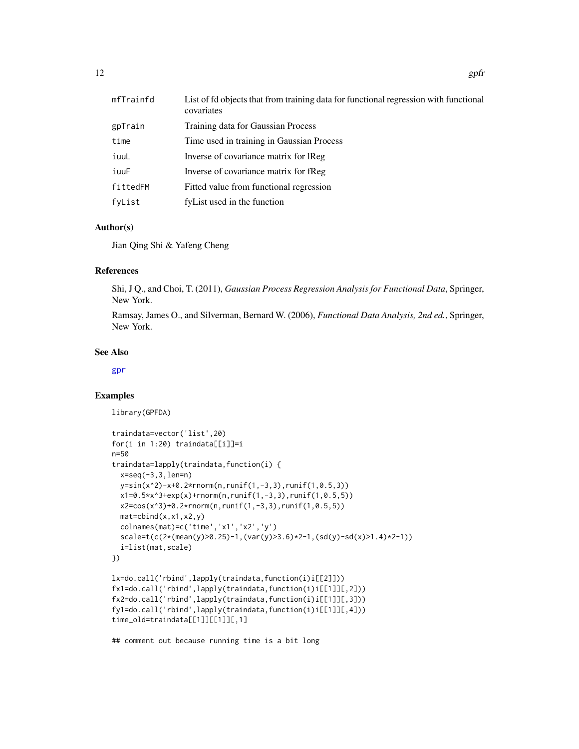| | |
|---|---|
| mfTrainfd | List of fd objects that from training data for functional regression with functional covariates |
| gpTrain | Training data for Gaussian Process |
| time | Time used in training in Gaussian Process |
| iuuL | Inverse of covariance matrix for lReg |
| iuuF | Inverse of covariance matrix for fReg |
| fittedFM | Fitted value from functional regression |
| fyList | fyList used in the function |

### Author(s)

Jian Qing Shi & Yafeng Cheng

### References

Shi, J Q., and Choi, T. (2011), *Gaussian Process Regression Analysis for Functional Data*, Springer, New York.

Ramsay, James O., and Silverman, Bernard W. (2006), *Functional Data Analysis, 2nd ed.*, Springer, New York.

### See Also

gpr

### Examples

```
library(GPFDA)

traindata=vector('list',20)
for(i in 1:20) traindata[[i]]=i
n=50
traindata=lapply(traindata,function(i) {
  x=seq(-3,3,len=n)
  y=sin(x^2)-x+0.2*rnorm(n,runif(1,-3,3),runif(1,0.5,3))
  x1=0.5*x^3+exp(x)+rnorm(n,runif(1,-3,3),runif(1,0.5,5))
  x2=cos(x^3)+0.2*rnorm(n,runif(1,-3,3),runif(1,0.5,5))
  mat=cbind(x,x1,x2,y)
  colnames(mat)=c('time','x1','x2','y')
  scale=t(c(2*(mean(y)>0.25)-1,(var(y)>3.6)*2-1,(sd(y)-sd(x)>1.4)*2-1))
  i=list(mat,scale)
})

lx=do.call('rbind',lapply(traindata,function(i)i[[2]]))
fx1=do.call('rbind',lapply(traindata,function(i)i[[1]][,2]))
fx2=do.call('rbind',lapply(traindata,function(i)i[[1]][,3]))
fy1=do.call('rbind',lapply(traindata,function(i)i[[1]][,4]))
time_old=traindata[[1]][[1]][,1]

## comment out because running time is a bit long
```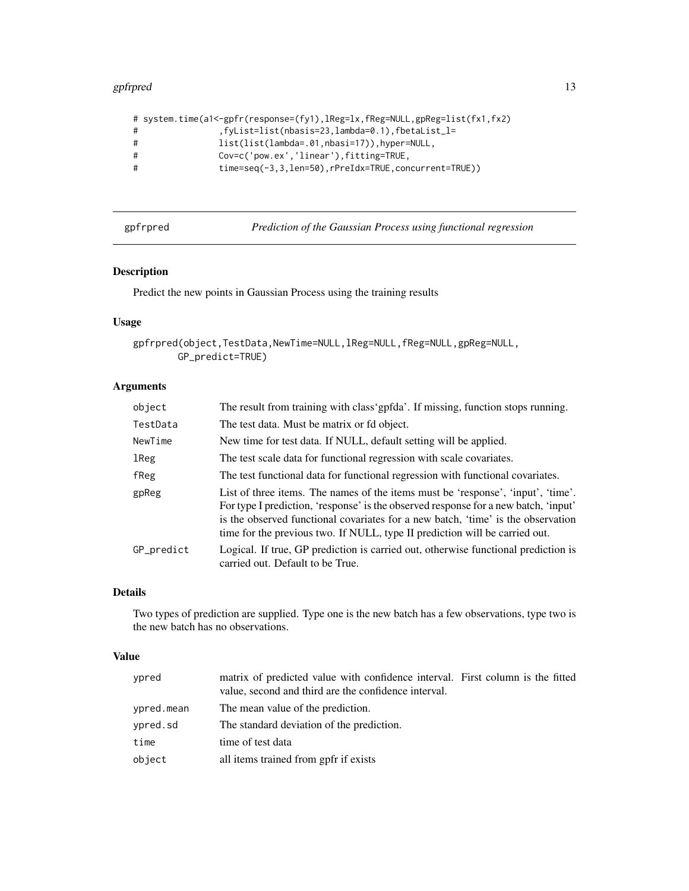```
# system.time(a1<-gpfr(response=(fy1),lReg=lx,fReg=NULL,gpReg=list(fx1,fx2)
#               ,fyList=list(nbasis=23,lambda=0.1),fbetaList_l=
#               list(list(lambda=.01,nbasi=17)),hyper=NULL,
#               Cov=c('pow.ex','linear'),fitting=TRUE,
#               time=seq(-3,3,len=50),rPreIdx=TRUE,concurrent=TRUE))
```

## gpfrpred *Prediction of the Gaussian Process using functional regression*

### Description

Predict the new points in Gaussian Process using the training results

### Usage

```
gpfrpred(object,TestData,NewTime=NULL,lReg=NULL,fReg=NULL,gpReg=NULL,
        GP_predict=TRUE)
```

### Arguments

| | |
|---|---|
| object | The result from training with class'gpfda'. If missing, function stops running. |
| TestData | The test data. Must be matrix or fd object. |
| NewTime | New time for test data. If NULL, default setting will be applied. |
| lReg | The test scale data for functional regression with scale covariates. |
| fReg | The test functional data for functional regression with functional covariates. |
| gpReg | List of three items. The names of the items must be 'response', 'input', 'time'. For type I prediction, 'response' is the observed response for a new batch, 'input' is the observed functional covariates for a new batch, 'time' is the observation time for the previous two. If NULL, type II prediction will be carried out. |
| GP_predict | Logical. If true, GP prediction is carried out, otherwise functional prediction is carried out. Default to be True. |

### Details

Two types of prediction are supplied. Type one is the new batch has a few observations, type two is the new batch has no observations.

### Value

| | |
|---|---|
| ypred | matrix of predicted value with confidence interval. First column is the fitted value, second and third are the confidence interval. |
| ypred.mean | The mean value of the prediction. |
| ypred.sd | The standard deviation of the prediction. |
| time | time of test data |
| object | all items trained from gpfr if exists |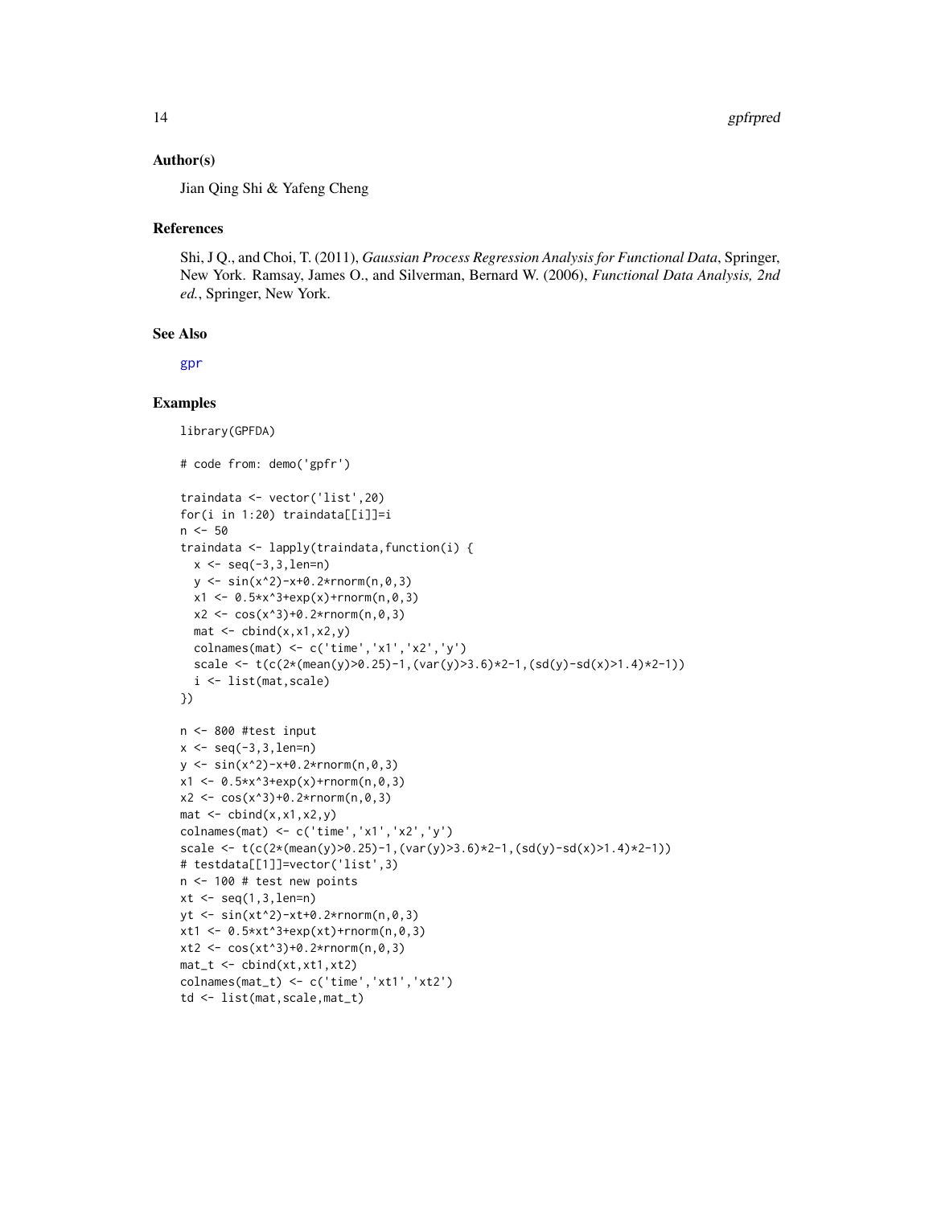## Author(s)

Jian Qing Shi & Yafeng Cheng

## References

Shi, J Q., and Choi, T. (2011), *Gaussian Process Regression Analysis for Functional Data*, Springer, New York. Ramsay, James O., and Silverman, Bernard W. (2006), *Functional Data Analysis, 2nd ed.*, Springer, New York.

## See Also

gpr

## Examples

```
library(GPFDA)

# code from: demo('gpfr')

traindata <- vector('list',20)
for(i in 1:20) traindata[[i]]=i
n <- 50
traindata <- lapply(traindata,function(i) {
  x <- seq(-3,3,len=n)
  y <- sin(x^2)-x+0.2*rnorm(n,0,3)
  x1 <- 0.5*x^3+exp(x)+rnorm(n,0,3)
  x2 <- cos(x^3)+0.2*rnorm(n,0,3)
  mat <- cbind(x,x1,x2,y)
  colnames(mat) <- c('time','x1','x2','y')
  scale <- t(c(2*(mean(y)>0.25)-1,(var(y)>3.6)*2-1,(sd(y)-sd(x)>1.4)*2-1))
  i <- list(mat,scale)
})

n <- 800 #test input
x <- seq(-3,3,len=n)
y <- sin(x^2)-x+0.2*rnorm(n,0,3)
x1 <- 0.5*x^3+exp(x)+rnorm(n,0,3)
x2 <- cos(x^3)+0.2*rnorm(n,0,3)
mat <- cbind(x,x1,x2,y)
colnames(mat) <- c('time','x1','x2','y')
scale <- t(c(2*(mean(y)>0.25)-1,(var(y)>3.6)*2-1,(sd(y)-sd(x)>1.4)*2-1))
# testdata[[1]]=vector('list',3)
n <- 100 # test new points
xt <- seq(1,3,len=n)
yt <- sin(xt^2)-xt+0.2*rnorm(n,0,3)
xt1 <- 0.5*xt^3+exp(xt)+rnorm(n,0,3)
xt2 <- cos(xt^3)+0.2*rnorm(n,0,3)
mat_t <- cbind(xt,xt1,xt2)
colnames(mat_t) <- c('time','xt1','xt2')
td <- list(mat,scale,mat_t)
```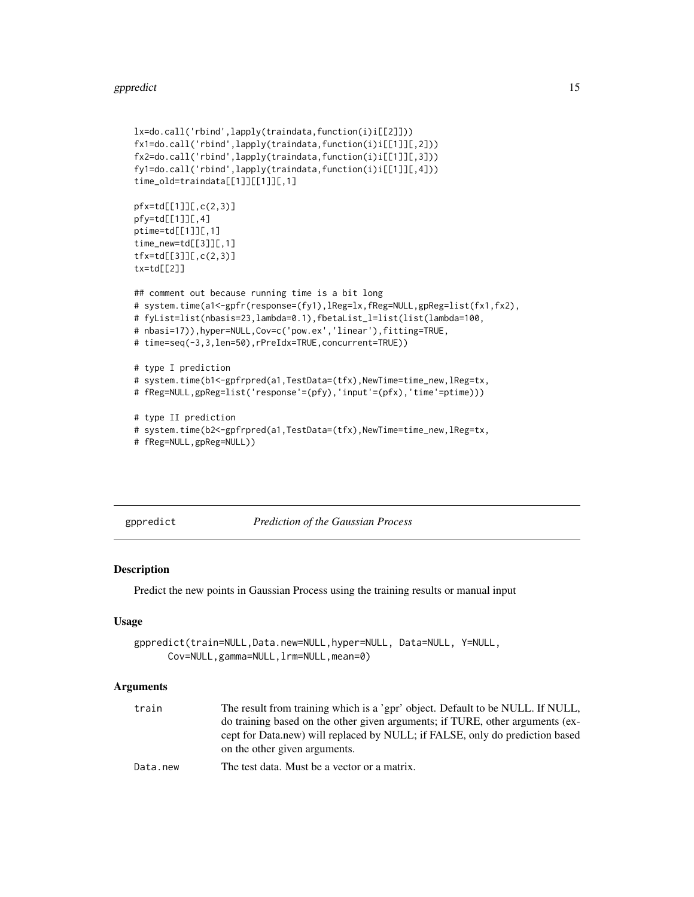```
lx=do.call('rbind',lapply(traindata,function(i)i[[2]]))
fx1=do.call('rbind',lapply(traindata,function(i)i[[1]][,2]))
fx2=do.call('rbind',lapply(traindata,function(i)i[[1]][,3]))
fy1=do.call('rbind',lapply(traindata,function(i)i[[1]][,4]))
time_old=traindata[[1]][[1]][,1]

pfx=td[[1]][,c(2,3)]
pfy=td[[1]][,4]
ptime=td[[1]][,1]
time_new=td[[3]][,1]
tfx=td[[3]][,c(2,3)]
tx=td[[2]]

## comment out because running time is a bit long
# system.time(a1<-gpfr(response=(fy1),lReg=lx,fReg=NULL,gpReg=list(fx1,fx2),
# fyList=list(nbasis=23,lambda=0.1),fbetaList_l=list(list(lambda=100,
# nbasi=17)),hyper=NULL,Cov=c('pow.ex','linear'),fitting=TRUE,
# time=seq(-3,3,len=50),rPreIdx=TRUE,concurrent=TRUE))

# type I prediction
# system.time(b1<-gpfrpred(a1,TestData=(tfx),NewTime=time_new,lReg=tx,
# fReg=NULL,gpReg=list('response'=(pfy),'input'=(pfx),'time'=ptime)))

# type II prediction
# system.time(b2<-gpfrpred(a1,TestData=(tfx),NewTime=time_new,lReg=tx,
# fReg=NULL,gpReg=NULL))
```

## gppredict *Prediction of the Gaussian Process*

### Description

Predict the new points in Gaussian Process using the training results or manual input

### Usage

```
gppredict(train=NULL,Data.new=NULL,hyper=NULL, Data=NULL, Y=NULL,
      Cov=NULL,gamma=NULL,lrm=NULL,mean=0)
```

### Arguments

| | |
|---|---|
| train | The result from training which is a 'gpr' object. Default to be NULL. If NULL, do training based on the other given arguments; if TURE, other arguments (except for Data.new) will replaced by NULL; if FALSE, only do prediction based on the other given arguments. |
| Data.new | The test data. Must be a vector or a matrix. |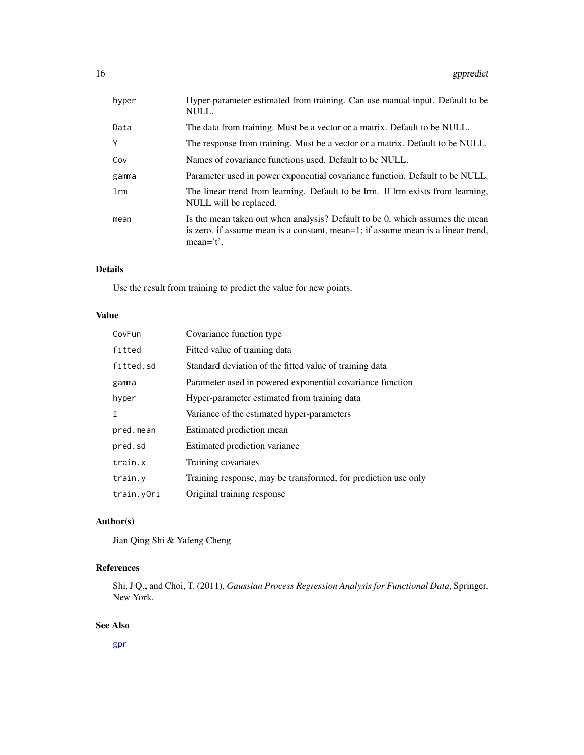| | |
|---|---|
| hyper | Hyper-parameter estimated from training. Can use manual input. Default to be NULL. |
| Data | The data from training. Must be a vector or a matrix. Default to be NULL. |
| Y | The response from training. Must be a vector or a matrix. Default to be NULL. |
| Cov | Names of covariance functions used. Default to be NULL. |
| gamma | Parameter used in power exponential covariance function. Default to be NULL. |
| lrm | The linear trend from learning. Default to be lrm. If lrm exists from learning, NULL will be replaced. |
| mean | Is the mean taken out when analysis? Default to be 0, which assumes the mean is zero. if assume mean is a constant, mean=1; if assume mean is a linear trend, mean='t'. |

## Details

Use the result from training to predict the value for new points.

## Value

| | |
|---|---|
| CovFun | Covariance function type |
| fitted | Fitted value of training data |
| fitted.sd | Standard deviation of the fitted value of training data |
| gamma | Parameter used in powered exponential covariance function |
| hyper | Hyper-parameter estimated from training data |
| I | Variance of the estimated hyper-parameters |
| pred.mean | Estimated prediction mean |
| pred.sd | Estimated prediction variance |
| train.x | Training covariates |
| train.y | Training response, may be transformed, for prediction use only |
| train.yOri | Original training response |

## Author(s)

Jian Qing Shi & Yafeng Cheng

## References

Shi, J Q., and Choi, T. (2011), *Gaussian Process Regression Analysis for Functional Data*, Springer, New York.

## See Also

gpr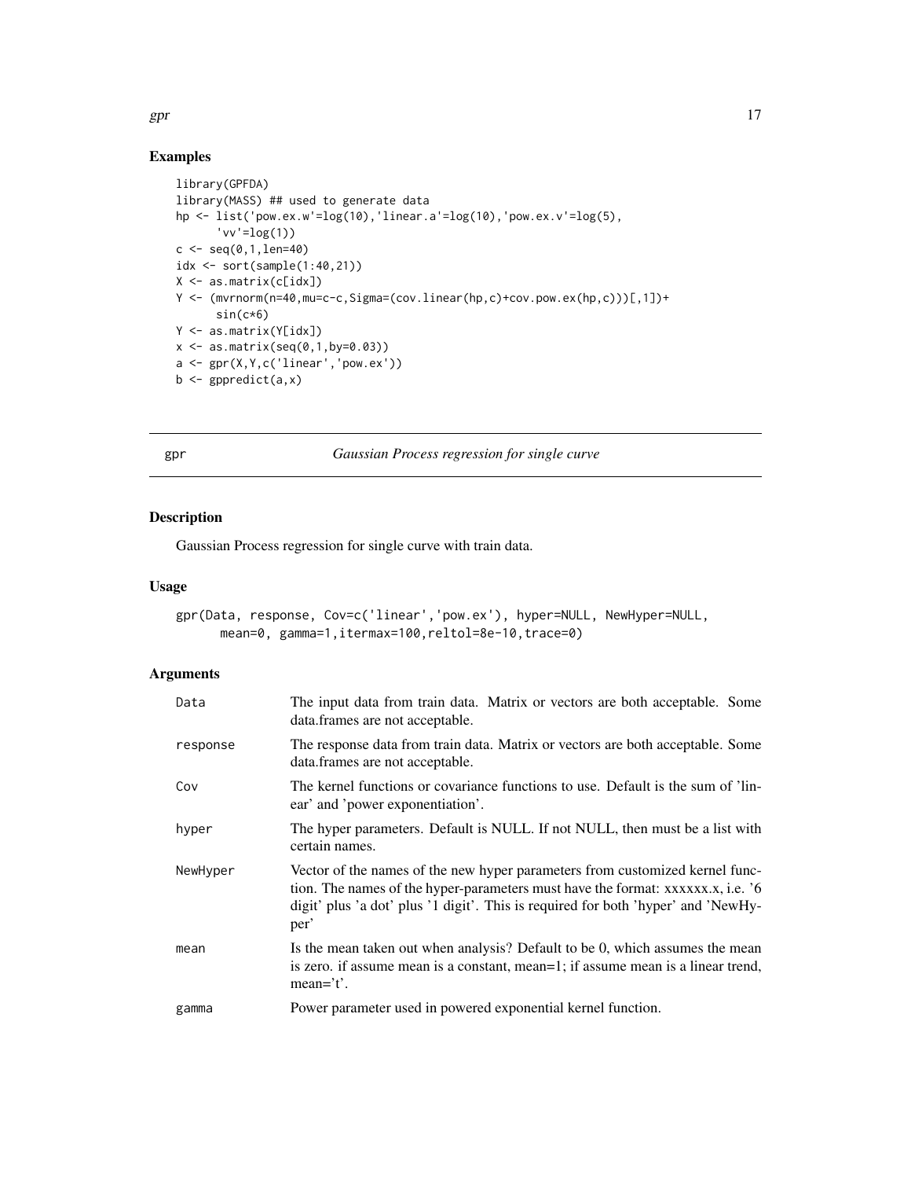## Examples

```
library(GPFDA)
library(MASS) ## used to generate data
hp <- list('pow.ex.w'=log(10),'linear.a'=log(10),'pow.ex.v'=log(5),
      'vv'=log(1))
c <- seq(0,1,len=40)
idx <- sort(sample(1:40,21))
X <- as.matrix(c[idx])
Y <- (mvrnorm(n=40,mu=c-c,Sigma=(cov.linear(hp,c)+cov.pow.ex(hp,c)))[,1])+
      sin(c*6)
Y <- as.matrix(Y[idx])
x <- as.matrix(seq(0,1,by=0.03))
a <- gpr(X,Y,c('linear','pow.ex'))
b <- gppredict(a,x)
```

---

# gpr — *Gaussian Process regression for single curve*

## Description

Gaussian Process regression for single curve with train data.

## Usage

```
gpr(Data, response, Cov=c('linear','pow.ex'), hyper=NULL, NewHyper=NULL,
      mean=0, gamma=1,itermax=100,reltol=8e-10,trace=0)
```

## Arguments

| Argument | Description |
| --- | --- |
| `Data` | The input data from train data. Matrix or vectors are both acceptable. Some data.frames are not acceptable. |
| `response` | The response data from train data. Matrix or vectors are both acceptable. Some data.frames are not acceptable. |
| `Cov` | The kernel functions or covariance functions to use. Default is the sum of 'linear' and 'power exponentiation'. |
| `hyper` | The hyper parameters. Default is NULL. If not NULL, then must be a list with certain names. |
| `NewHyper` | Vector of the names of the new hyper parameters from customized kernel function. The names of the hyper-parameters must have the format: xxxxxx.x, i.e. '6 digit' plus 'a dot' plus '1 digit'. This is required for both 'hyper' and 'NewHyper' |
| `mean` | Is the mean taken out when analysis? Default to be 0, which assumes the mean is zero. if assume mean is a constant, mean=1; if assume mean is a linear trend, mean='t'. |
| `gamma` | Power parameter used in powered exponential kernel function. |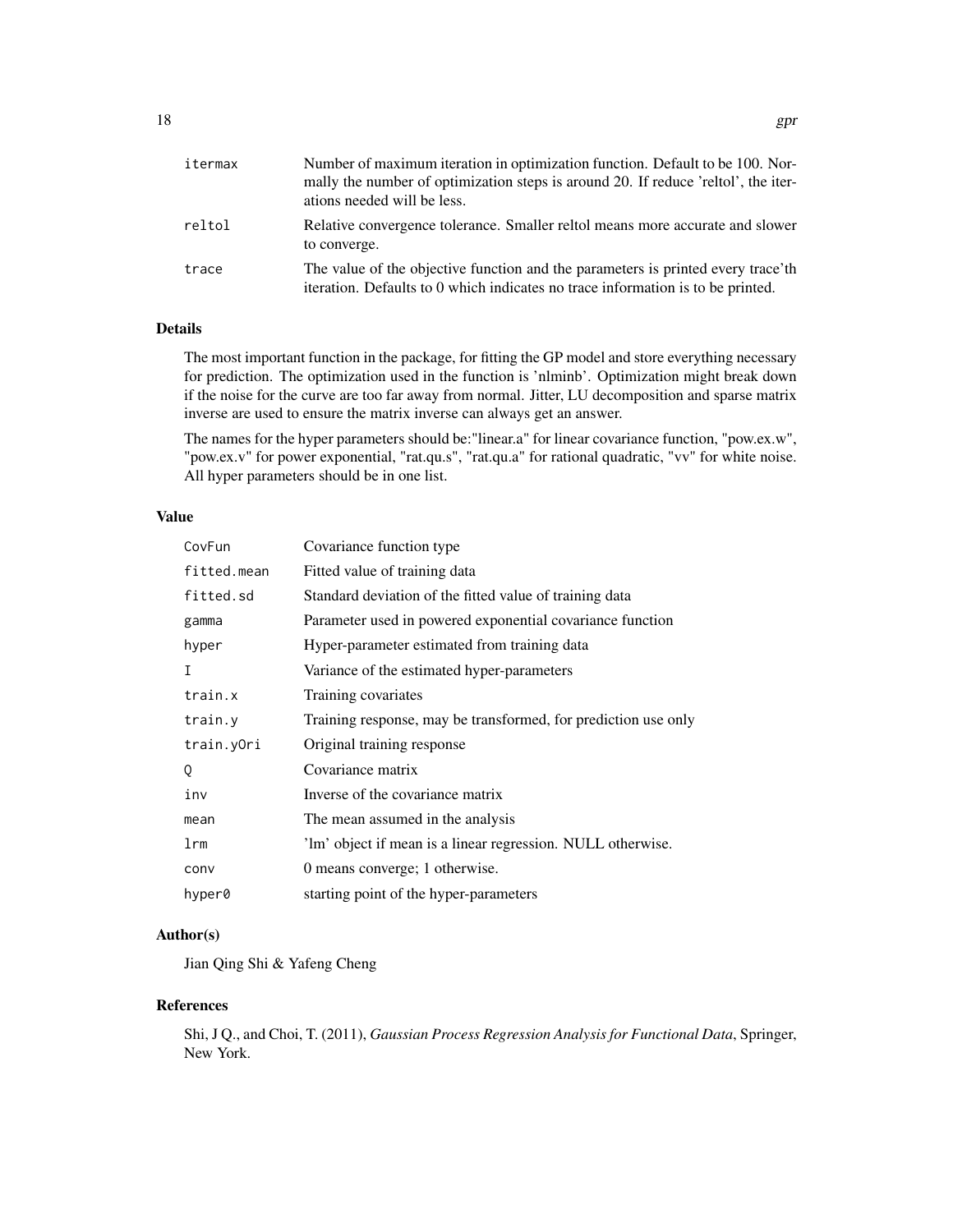| | |
|---|---|
| itermax | Number of maximum iteration in optimization function. Default to be 100. Normally the number of optimization steps is around 20. If reduce 'reltol', the iterations needed will be less. |
| reltol | Relative convergence tolerance. Smaller reltol means more accurate and slower to converge. |
| trace | The value of the objective function and the parameters is printed every trace'th iteration. Defaults to 0 which indicates no trace information is to be printed. |

## Details

The most important function in the package, for fitting the GP model and store everything necessary for prediction. The optimization used in the function is 'nlminb'. Optimization might break down if the noise for the curve are too far away from normal. Jitter, LU decomposition and sparse matrix inverse are used to ensure the matrix inverse can always get an answer.

The names for the hyper parameters should be:"linear.a" for linear covariance function, "pow.ex.w", "pow.ex.v" for power exponential, "rat.qu.s", "rat.qu.a" for rational quadratic, "vv" for white noise. All hyper parameters should be in one list.

## Value

| | |
|---|---|
| CovFun | Covariance function type |
| fitted.mean | Fitted value of training data |
| fitted.sd | Standard deviation of the fitted value of training data |
| gamma | Parameter used in powered exponential covariance function |
| hyper | Hyper-parameter estimated from training data |
| I | Variance of the estimated hyper-parameters |
| train.x | Training covariates |
| train.y | Training response, may be transformed, for prediction use only |
| train.yOri | Original training response |
| Q | Covariance matrix |
| inv | Inverse of the covariance matrix |
| mean | The mean assumed in the analysis |
| lrm | 'lm' object if mean is a linear regression. NULL otherwise. |
| conv | 0 means converge; 1 otherwise. |
| hyper0 | starting point of the hyper-parameters |

## Author(s)

Jian Qing Shi & Yafeng Cheng

## References

Shi, J Q., and Choi, T. (2011), *Gaussian Process Regression Analysis for Functional Data*, Springer, New York.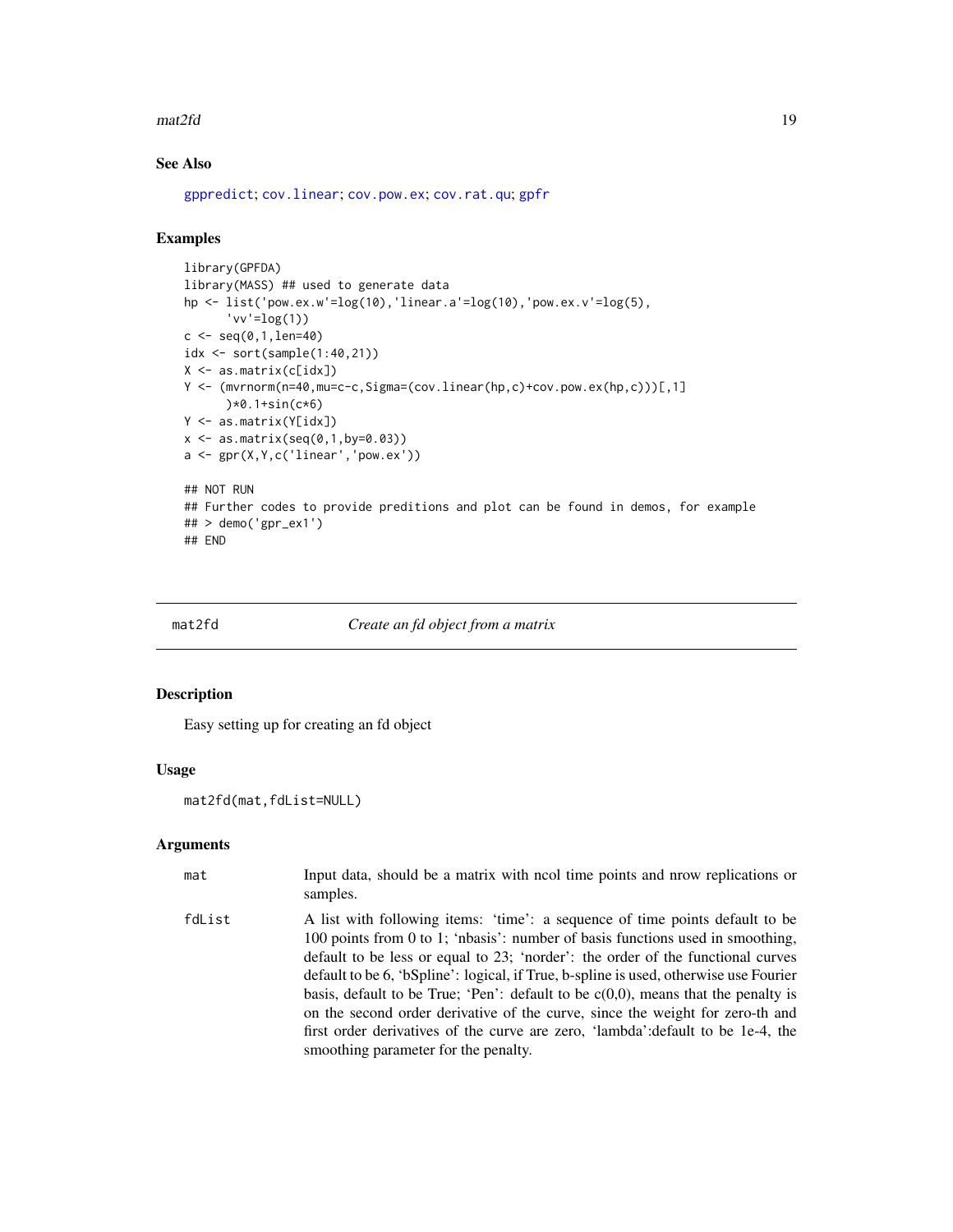## See Also

gppredict; cov.linear; cov.pow.ex; cov.rat.qu; gpfr

## Examples

```
library(GPFDA)
library(MASS) ## used to generate data
hp <- list('pow.ex.w'=log(10),'linear.a'=log(10),'pow.ex.v'=log(5),
      'vv'=log(1))
c <- seq(0,1,len=40)
idx <- sort(sample(1:40,21))
X <- as.matrix(c[idx])
Y <- (mvrnorm(n=40,mu=c-c,Sigma=(cov.linear(hp,c)+cov.pow.ex(hp,c)))[,1]
      )*0.1+sin(c*6)
Y <- as.matrix(Y[idx])
x <- as.matrix(seq(0,1,by=0.03))
a <- gpr(X,Y,c('linear','pow.ex'))

## NOT RUN
## Further codes to provide preditions and plot can be found in demos, for example
## > demo('gpr_ex1')
## END
```

---

# mat2fd — *Create an fd object from a matrix*

## Description

Easy setting up for creating an fd object

## Usage

```
mat2fd(mat,fdList=NULL)
```

## Arguments

| | |
|---|---|
| mat | Input data, should be a matrix with ncol time points and nrow replications or samples. |
| fdList | A list with following items: 'time': a sequence of time points default to be 100 points from 0 to 1; 'nbasis': number of basis functions used in smoothing, default to be less or equal to 23; 'norder': the order of the functional curves default to be 6, 'bSpline': logical, if True, b-spline is used, otherwise use Fourier basis, default to be True; 'Pen': default to be c(0,0), means that the penalty is on the second order derivative of the curve, since the weight for zero-th and first order derivatives of the curve are zero, 'lambda':default to be 1e-4, the smoothing parameter for the penalty. |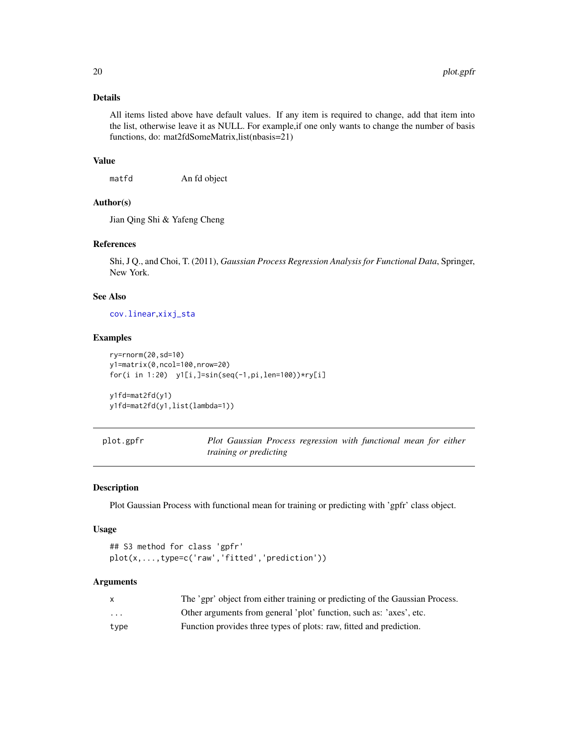### Details

All items listed above have default values. If any item is required to change, add that item into the list, otherwise leave it as NULL. For example,if one only wants to change the number of basis functions, do: mat2fdSomeMatrix,list(nbasis=21)

### Value

| | |
|---|---|
| matfd | An fd object |

### Author(s)

Jian Qing Shi & Yafeng Cheng

### References

Shi, J Q., and Choi, T. (2011), *Gaussian Process Regression Analysis for Functional Data*, Springer, New York.

### See Also

cov.linear,xixj_sta

### Examples

```
ry=rnorm(20,sd=10)
y1=matrix(0,ncol=100,nrow=20)
for(i in 1:20)  y1[i,]=sin(seq(-1,pi,len=100))*ry[i]

y1fd=mat2fd(y1)
y1fd=mat2fd(y1,list(lambda=1))
```

---

## plot.gpfr — *Plot Gaussian Process regression with functional mean for either training or predicting*

### Description

Plot Gaussian Process with functional mean for training or predicting with 'gpfr' class object.

### Usage

```
## S3 method for class 'gpfr'
plot(x,...,type=c('raw','fitted','prediction'))
```

### Arguments

| | |
|---|---|
| x | The 'gpr' object from either training or predicting of the Gaussian Process. |
| ... | Other arguments from general 'plot' function, such as: 'axes', etc. |
| type | Function provides three types of plots: raw, fitted and prediction. |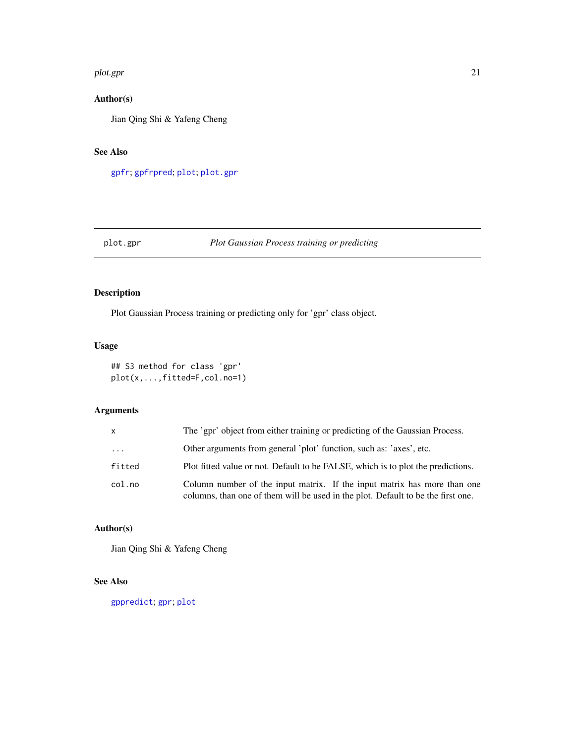## Author(s)

Jian Qing Shi & Yafeng Cheng

## See Also

`gpfr`; `gpfrpred`; `plot`; `plot.gpr`

---

# plot.gpr — *Plot Gaussian Process training or predicting*

---

## Description

Plot Gaussian Process training or predicting only for 'gpr' class object.

## Usage

```
## S3 method for class 'gpr'
plot(x,...,fitted=F,col.no=1)
```

## Arguments

| | |
|---|---|
| `x` | The 'gpr' object from either training or predicting of the Gaussian Process. |
| `...` | Other arguments from general 'plot' function, such as: 'axes', etc. |
| `fitted` | Plot fitted value or not. Default to be FALSE, which is to plot the predictions. |
| `col.no` | Column number of the input matrix. If the input matrix has more than one columns, than one of them will be used in the plot. Default to be the first one. |

## Author(s)

Jian Qing Shi & Yafeng Cheng

## See Also

`gppredict`; `gpr`; `plot`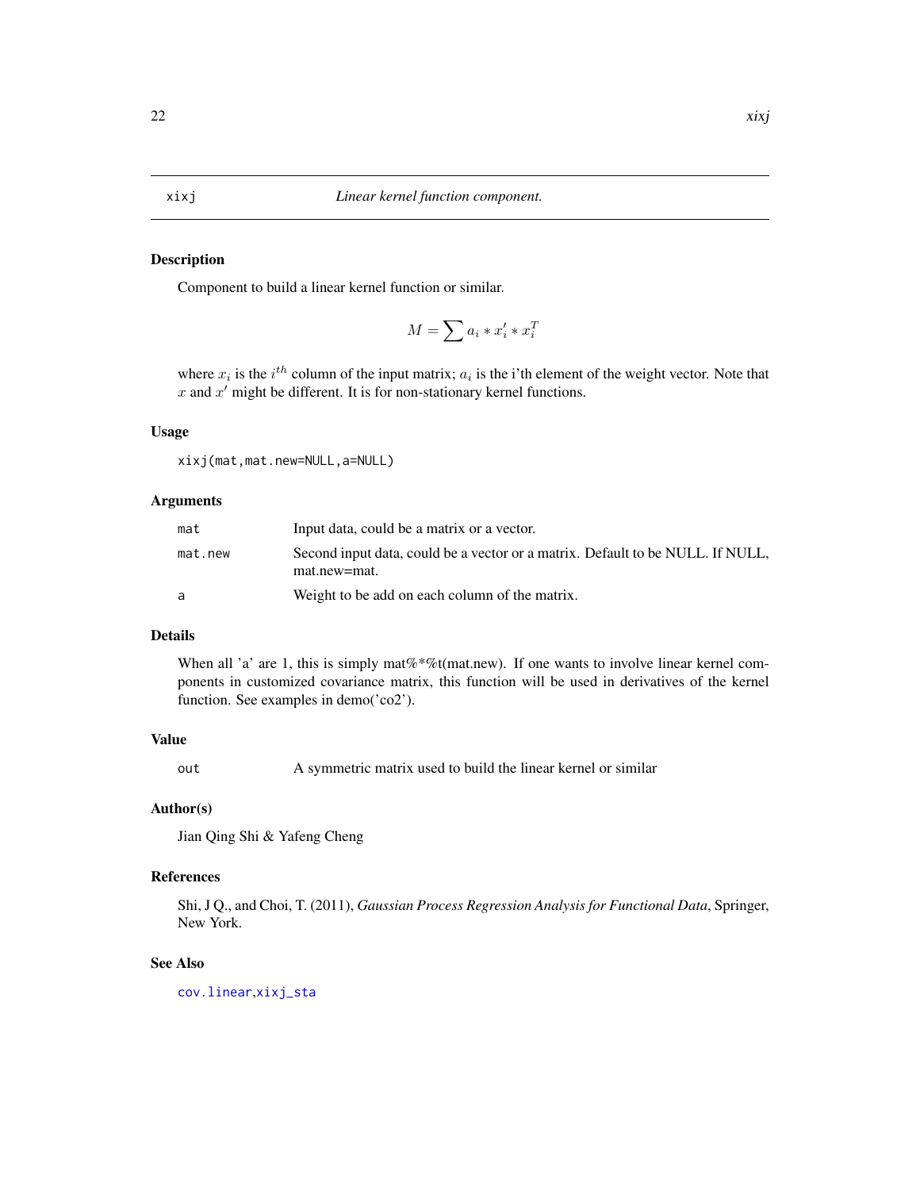# xixj    *Linear kernel function component.*

## Description

Component to build a linear kernel function or similar.

$$M = \sum a_i * x'_i * x_i^T$$

where $x_i$ is the $i^{th}$ column of the input matrix; $a_i$ is the i'th element of the weight vector. Note that $x$ and $x'$ might be different. It is for non-stationary kernel functions.

## Usage

```
xixj(mat,mat.new=NULL,a=NULL)
```

## Arguments

| | |
|---|---|
| mat | Input data, could be a matrix or a vector. |
| mat.new | Second input data, could be a vector or a matrix. Default to be NULL. If NULL, mat.new=mat. |
| a | Weight to be add on each column of the matrix. |

## Details

When all 'a' are 1, this is simply mat%*%t(mat.new). If one wants to involve linear kernel components in customized covariance matrix, this function will be used in derivatives of the kernel function. See examples in demo('co2').

## Value

| | |
|---|---|
| out | A symmetric matrix used to build the linear kernel or similar |

## Author(s)

Jian Qing Shi & Yafeng Cheng

## References

Shi, J Q., and Choi, T. (2011), *Gaussian Process Regression Analysis for Functional Data*, Springer, New York.

## See Also

cov.linear,xixj_sta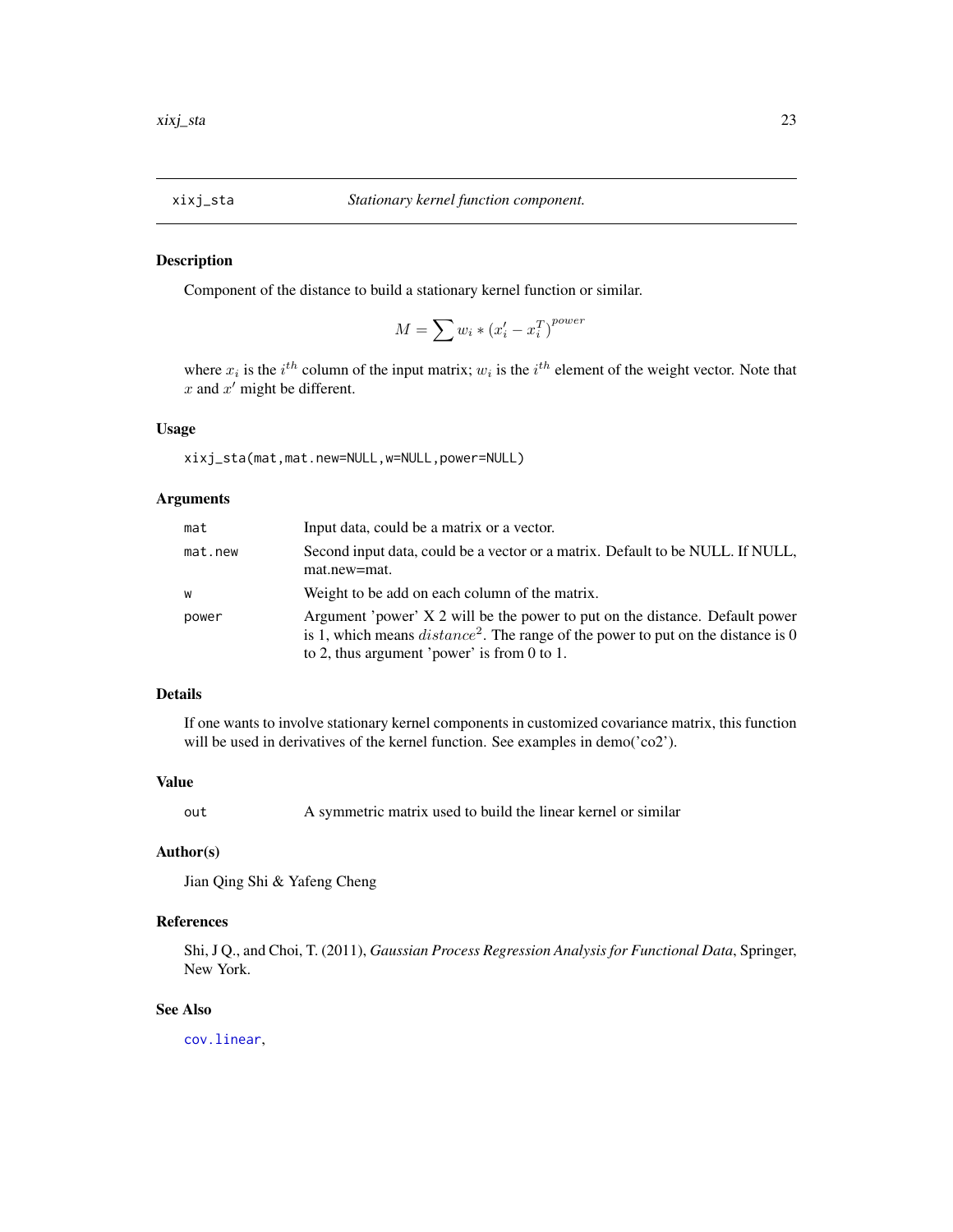| xixj_sta | *Stationary kernel function component.* |
|---|---|

## Description

Component of the distance to build a stationary kernel function or similar.

$$M = \sum w_i * (x'_i - x_i^T)^{power}$$

where $x_i$ is the $i^{th}$ column of the input matrix; $w_i$ is the $i^{th}$ element of the weight vector. Note that $x$ and $x'$ might be different.

## Usage

```
xixj_sta(mat,mat.new=NULL,w=NULL,power=NULL)
```

## Arguments

| | |
|---|---|
| `mat` | Input data, could be a matrix or a vector. |
| `mat.new` | Second input data, could be a vector or a matrix. Default to be NULL. If NULL, mat.new=mat. |
| `w` | Weight to be add on each column of the matrix. |
| `power` | Argument 'power' X 2 will be the power to put on the distance. Default power is 1, which means $distance^2$. The range of the power to put on the distance is 0 to 2, thus argument 'power' is from 0 to 1. |

## Details

If one wants to involve stationary kernel components in customized covariance matrix, this function will be used in derivatives of the kernel function. See examples in demo('co2').

## Value

| | |
|---|---|
| `out` | A symmetric matrix used to build the linear kernel or similar |

## Author(s)

Jian Qing Shi & Yafeng Cheng

## References

Shi, J Q., and Choi, T. (2011), *Gaussian Process Regression Analysis for Functional Data*, Springer, New York.

## See Also

`cov.linear`,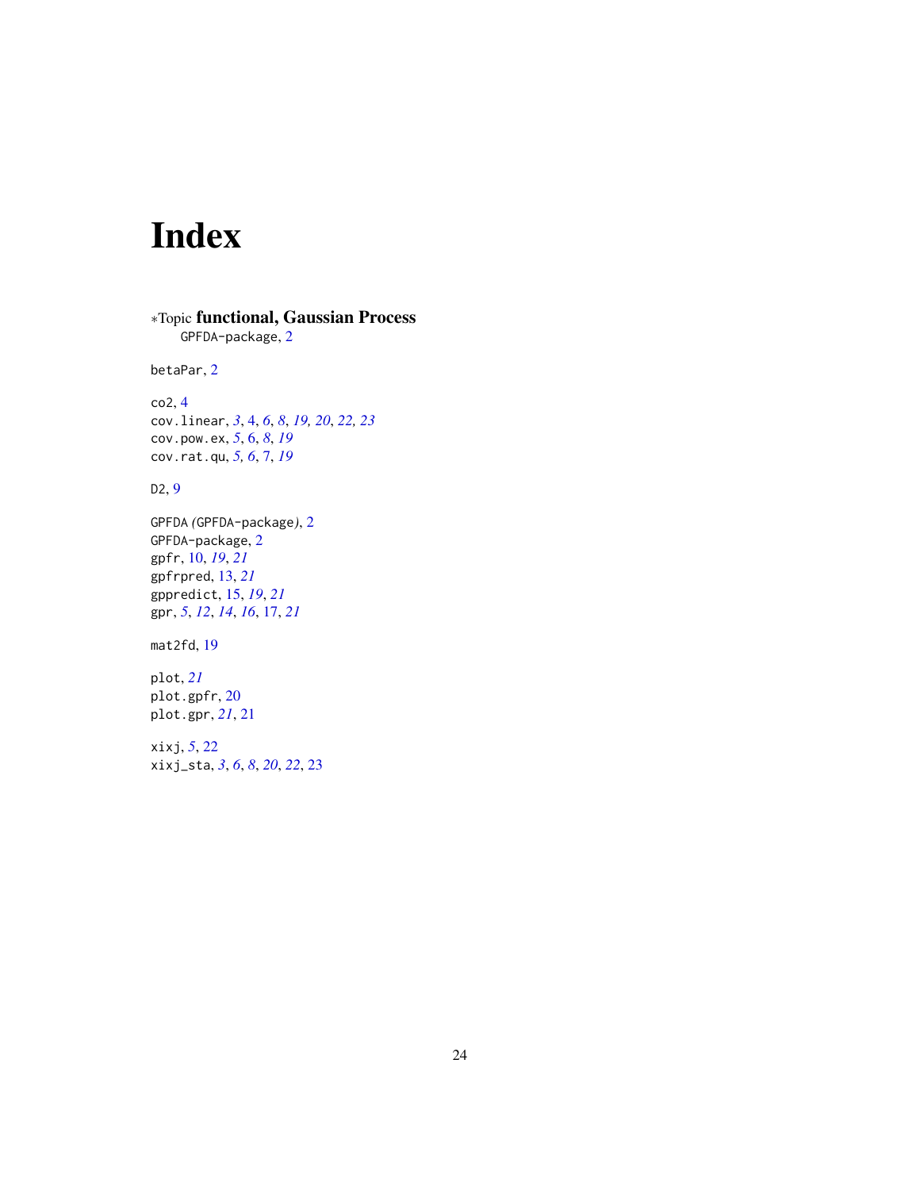# Index

∗Topic **functional, Gaussian Process**
    GPFDA-package, 2

betaPar, 2

co2, 4
cov.linear, *3*, 4, *6*, *8*, *19, 20*, *22, 23*
cov.pow.ex, *5*, 6, *8*, *19*
cov.rat.qu, *5, 6*, 7, *19*

D2, 9

GPFDA *(*GPFDA-package*)*, 2
GPFDA-package, 2
gpfr, 10, *19*, *21*
gpfrpred, 13, *21*
gppredict, 15, *19*, *21*
gpr, *5*, *12*, *14*, *16*, 17, *21*

mat2fd, 19

plot, *21*
plot.gpfr, 20
plot.gpr, *21*, 21

xixj, *5*, 22
xixj_sta, *3*, *6*, *8*, *20*, *22*, 23